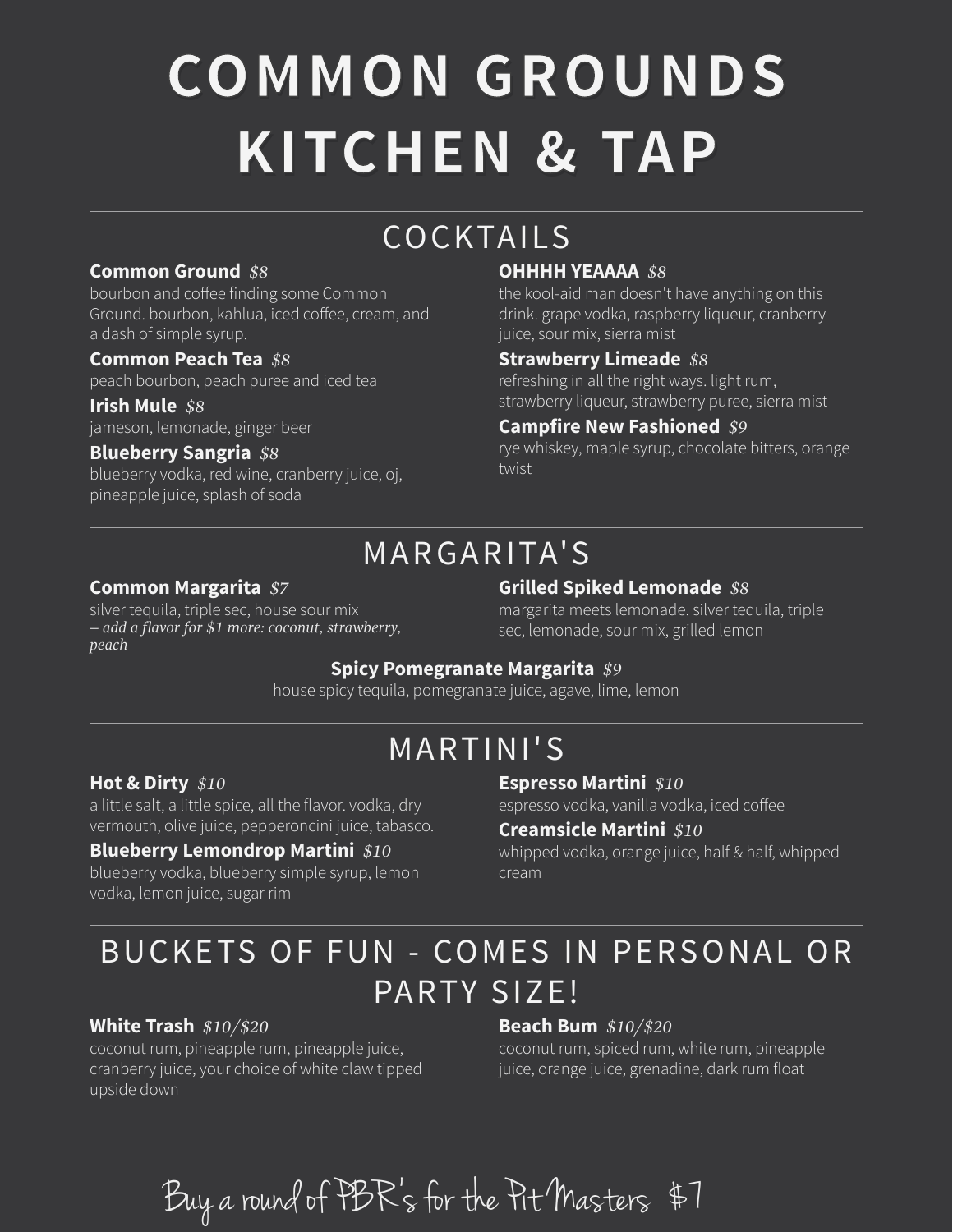# COMMON GROUNDS KITCHEN & TAP

## COCKTAILS

**Common Ground** *$8*
bourbon and coffee finding some Common Ground. bourbon, kahlua, iced coffee, cream, and a dash of simple syrup.

**Common Peach Tea** *$8*
peach bourbon, peach puree and iced tea

**Irish Mule** *$8*
jameson, lemonade, ginger beer

**Blueberry Sangria** *$8*
blueberry vodka, red wine, cranberry juice, oj, pineapple juice, splash of soda

**OHHHH YEAAAA** *$8*
the kool-aid man doesn't have anything on this drink. grape vodka, raspberry liqueur, cranberry juice, sour mix, sierra mist

**Strawberry Limeade** *$8*
refreshing in all the right ways. light rum, strawberry liqueur, strawberry puree, sierra mist

**Campfire New Fashioned** *$9*
rye whiskey, maple syrup, chocolate bitters, orange twist

## MARGARITA'S

**Common Margarita** *$7*
silver tequila, triple sec, house sour mix
*– add a flavor for $1 more: coconut, strawberry, peach*

**Grilled Spiked Lemonade** *$8*
margarita meets lemonade. silver tequila, triple sec, lemonade, sour mix, grilled lemon

**Spicy Pomegranate Margarita** *$9*
house spicy tequila, pomegranate juice, agave, lime, lemon

## MARTINI'S

**Hot & Dirty** *$10*
a little salt, a little spice, all the flavor. vodka, dry vermouth, olive juice, pepperoncini juice, tabasco.

**Blueberry Lemondrop Martini** *$10*
blueberry vodka, blueberry simple syrup, lemon vodka, lemon juice, sugar rim

**Espresso Martini** *$10*
espresso vodka, vanilla vodka, iced coffee

**Creamsicle Martini** *$10*
whipped vodka, orange juice, half & half, whipped cream

## BUCKETS OF FUN - COMES IN PERSONAL OR PARTY SIZE!

**White Trash** *$10/$20*
coconut rum, pineapple rum, pineapple juice, cranberry juice, your choice of white claw tipped upside down

**Beach Bum** *$10/$20*
coconut rum, spiced rum, white rum, pineapple juice, orange juice, grenadine, dark rum float

Buy a round of PBR's for the Pit Masters $7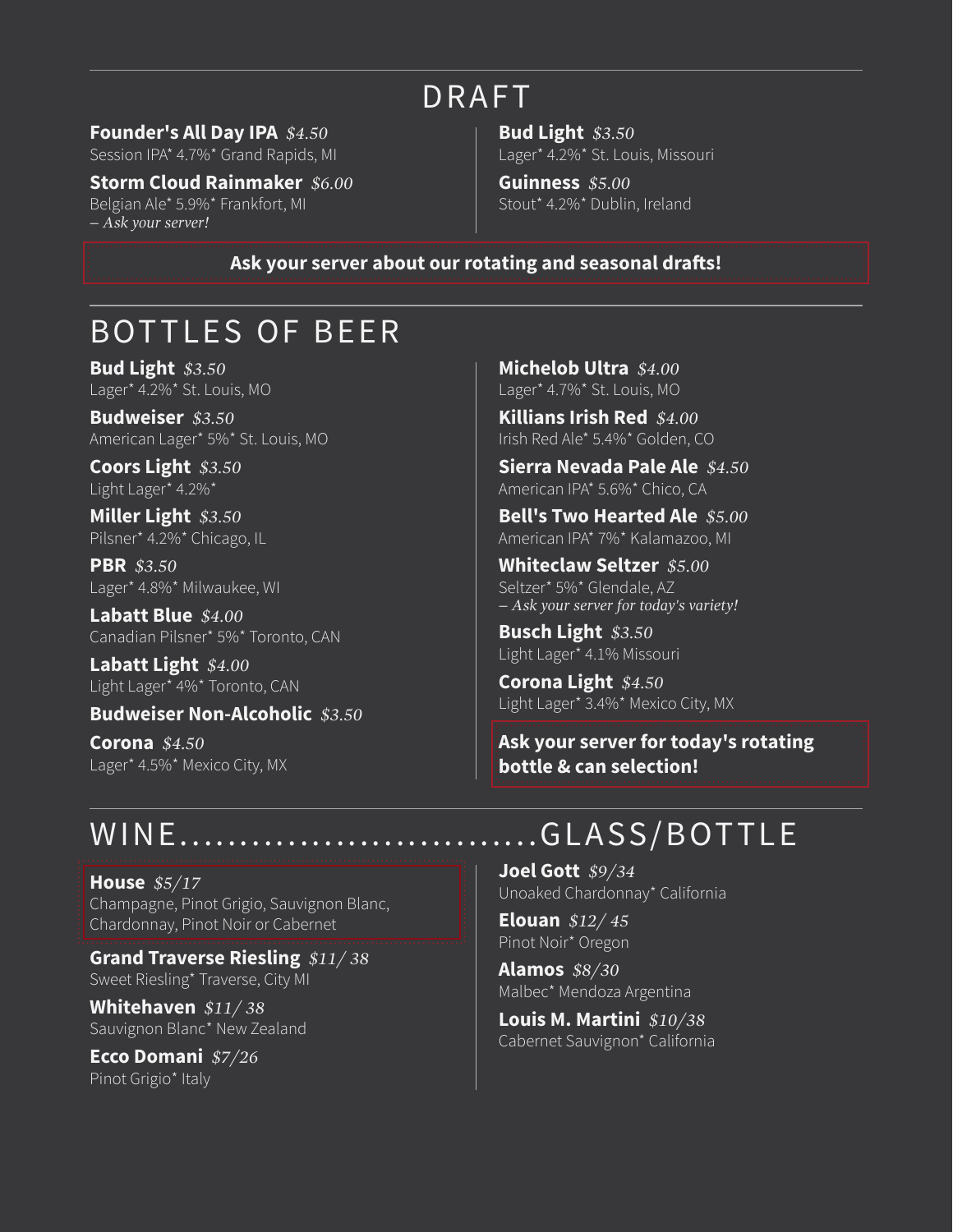## DRAFT

**Founder's All Day IPA** *$4.50*
Session IPA* 4.7%* Grand Rapids, MI

**Storm Cloud Rainmaker** *$6.00*
Belgian Ale* 5.9%* Frankfort, MI
*– Ask your server!*

**Bud Light** *$3.50*
Lager* 4.2%* St. Louis, Missouri

**Guinness** *$5.00*
Stout* 4.2%* Dublin, Ireland

**Ask your server about our rotating and seasonal drafts!**

## BOTTLES OF BEER

**Bud Light** *$3.50*
Lager* 4.2%* St. Louis, MO

**Budweiser** *$3.50*
American Lager* 5%* St. Louis, MO

**Coors Light** *$3.50*
Light Lager* 4.2%*

**Miller Light** *$3.50*
Pilsner* 4.2%* Chicago, IL

**PBR** *$3.50*
Lager* 4.8%* Milwaukee, WI

**Labatt Blue** *$4.00*
Canadian Pilsner* 5%* Toronto, CAN

**Labatt Light** *$4.00*
Light Lager* 4%* Toronto, CAN

**Budweiser Non-Alcoholic** *$3.50*

**Corona** *$4.50*
Lager* 4.5%* Mexico City, MX

**Michelob Ultra** *$4.00*
Lager* 4.7%* St. Louis, MO

**Killians Irish Red** *$4.00*
Irish Red Ale* 5.4%* Golden, CO

**Sierra Nevada Pale Ale** *$4.50*
American IPA* 5.6%* Chico, CA

**Bell's Two Hearted Ale** *$5.00*
American IPA* 7%* Kalamazoo, MI

**Whiteclaw Seltzer** *$5.00*
Seltzer* 5%* Glendale, AZ
*– Ask your server for today's variety!*

**Busch Light** *$3.50*
Light Lager* 4.1% Missouri

**Corona Light** *$4.50*
Light Lager* 3.4%* Mexico City, MX

**Ask your server for today's rotating bottle & can selection!**

## WINE............................GLASS/BOTTLE

**House** *$5/17*
Champagne, Pinot Grigio, Sauvignon Blanc, Chardonnay, Pinot Noir or Cabernet

**Grand Traverse Riesling** *$11/ 38*
Sweet Riesling* Traverse, City MI

**Whitehaven** *$11/ 38*
Sauvignon Blanc* New Zealand

**Ecco Domani** *$7/26*
Pinot Grigio* Italy

**Joel Gott** *$9/34*
Unoaked Chardonnay* California

**Elouan** *$12/ 45*
Pinot Noir* Oregon

**Alamos** *$8/30*
Malbec* Mendoza Argentina

**Louis M. Martini** *$10/38*
Cabernet Sauvignon* California